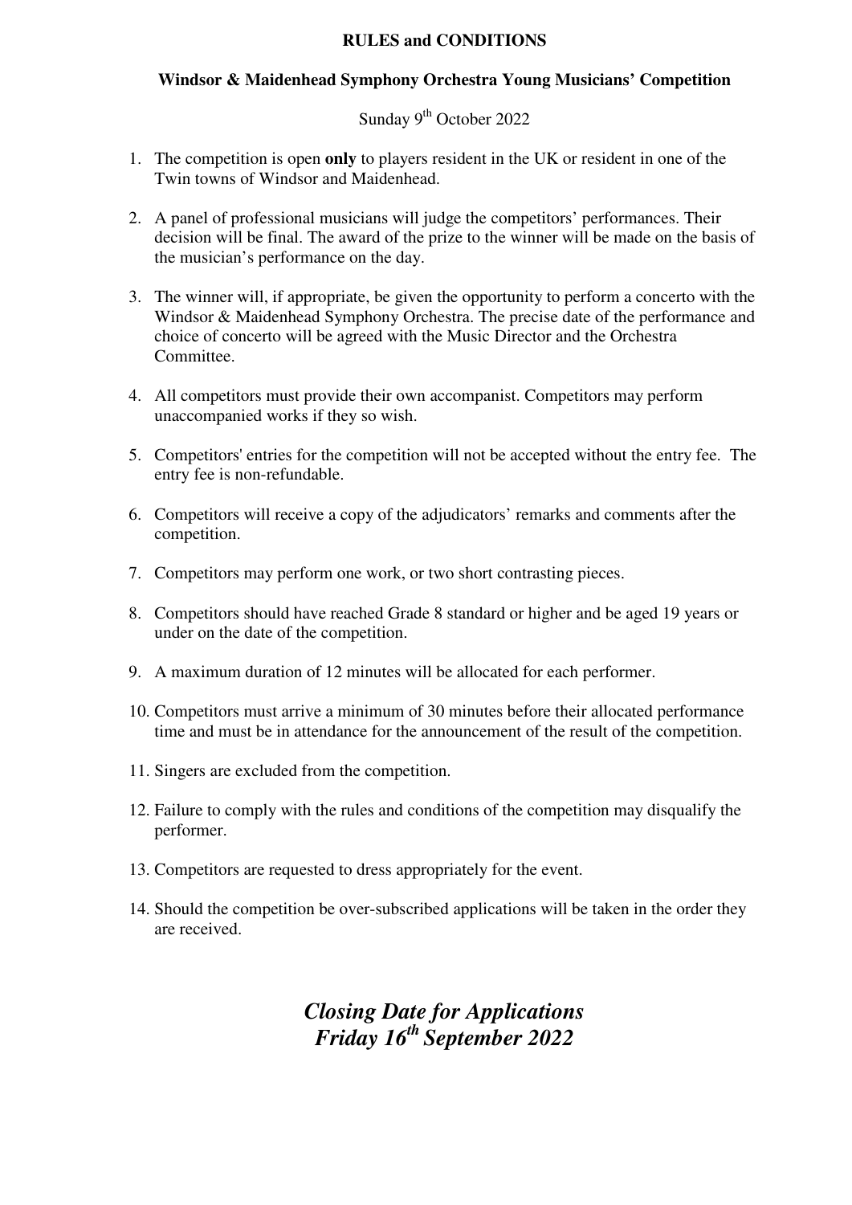# RULES and CONDITIONS

## Windsor & Maidenhead Symphony Orchestra Young Musicians' Competition

Sunday 9th October 2022

1. The competition is open **only** to players resident in the UK or resident in one of the Twin towns of Windsor and Maidenhead.
2. A panel of professional musicians will judge the competitors' performances. Their decision will be final. The award of the prize to the winner will be made on the basis of the musician's performance on the day.
3. The winner will, if appropriate, be given the opportunity to perform a concerto with the Windsor & Maidenhead Symphony Orchestra. The precise date of the performance and choice of concerto will be agreed with the Music Director and the Orchestra Committee.
4. All competitors must provide their own accompanist. Competitors may perform unaccompanied works if they so wish.
5. Competitors' entries for the competition will not be accepted without the entry fee. The entry fee is non-refundable.
6. Competitors will receive a copy of the adjudicators' remarks and comments after the competition.
7. Competitors may perform one work, or two short contrasting pieces.
8. Competitors should have reached Grade 8 standard or higher and be aged 19 years or under on the date of the competition.
9. A maximum duration of 12 minutes will be allocated for each performer.
10. Competitors must arrive a minimum of 30 minutes before their allocated performance time and must be in attendance for the announcement of the result of the competition.
11. Singers are excluded from the competition.
12. Failure to comply with the rules and conditions of the competition may disqualify the performer.
13. Competitors are requested to dress appropriately for the event.
14. Should the competition be over-subscribed applications will be taken in the order they are received.

***Closing Date for Applications***
***Friday 16th September 2022***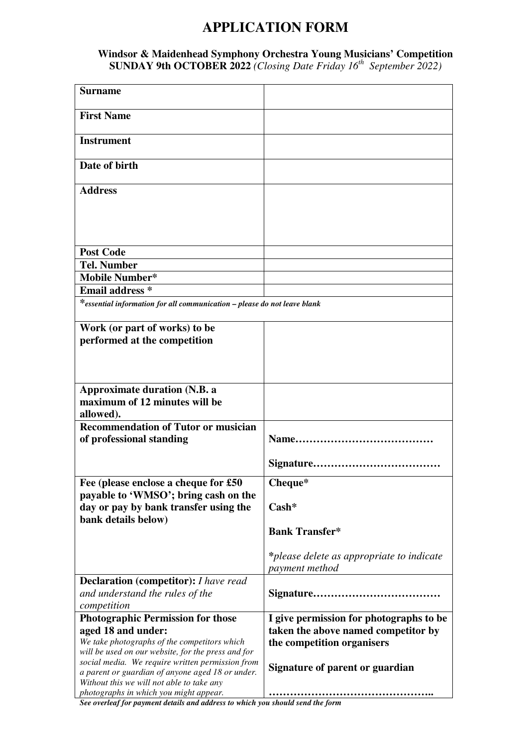# APPLICATION FORM

**Windsor & Maidenhead Symphony Orchestra Young Musicians' Competition**
**SUNDAY 9th OCTOBER 2022** *(Closing Date Friday 16th September 2022)*

| | |
|---|---|
| **Surname** | |
| **First Name** | |
| **Instrument** | |
| **Date of birth** | |
| **Address** | |
| **Post Code** | |
| **Tel. Number** | |
| **Mobile Number*** | |
| **Email address *** | |
| ****essential information for all communication – please do not leave blank*** | |
| **Work (or part of works) to be performed at the competition** | |
| **Approximate duration (N.B. a maximum of 12 minutes will be allowed).** | |
| **Recommendation of Tutor or musician of professional standing** | **Name…………………………………** <br> **Signature………………………………** |
| **Fee (please enclose a cheque for £50 payable to 'WMSO'; bring cash on the day or pay by bank transfer using the bank details below)** | **Cheque*** <br> **Cash*** <br> **Bank Transfer*** <br> ***please delete as appropriate to indicate payment method* |
| **Declaration (competitor):** *I have read and understand the rules of the competition* | **Signature………………………………** |
| **Photographic Permission for those aged 18 and under:** <br> *We take photographs of the competitors which will be used on our website, for the press and for social media. We require written permission from a parent or guardian of anyone aged 18 or under. Without this we will not able to take any photographs in which you might appear.* | **I give permission for photographs to be taken the above named competitor by the competition organisers** <br> **Signature of parent or guardian** <br> **………………………………………..** |

***See overleaf for payment details and address to which you should send the form***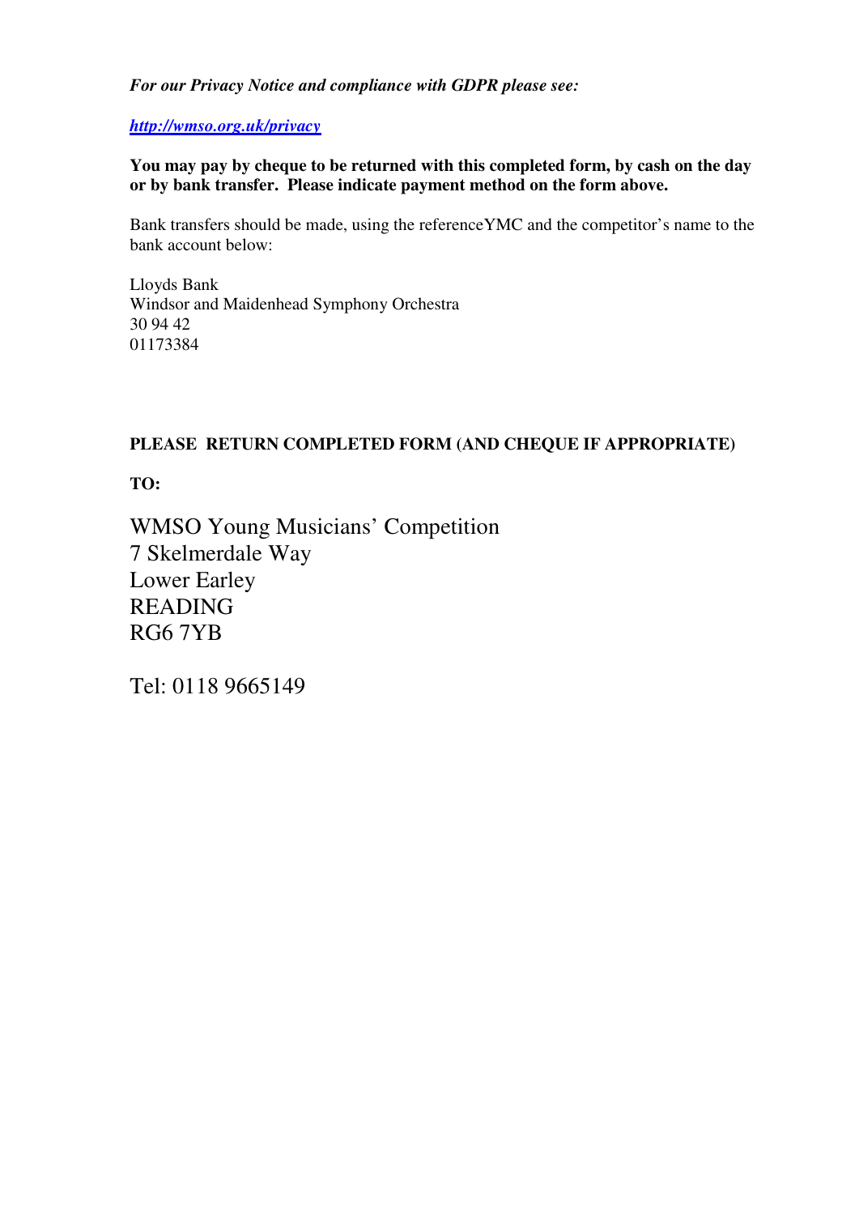***For our Privacy Notice and compliance with GDPR please see:***

***[http://wmso.org.uk/privacy](http://wmso.org.uk/privacy)***

**You may pay by cheque to be returned with this completed form, by cash on the day or by bank transfer. Please indicate payment method on the form above.**

Bank transfers should be made, using the referenceYMC and the competitor's name to the bank account below:

Lloyds Bank
Windsor and Maidenhead Symphony Orchestra
30 94 42
01173384

**PLEASE RETURN COMPLETED FORM (AND CHEQUE IF APPROPRIATE)**

**TO:**

WMSO Young Musicians' Competition
7 Skelmerdale Way
Lower Earley
READING
RG6 7YB

Tel: 0118 9665149